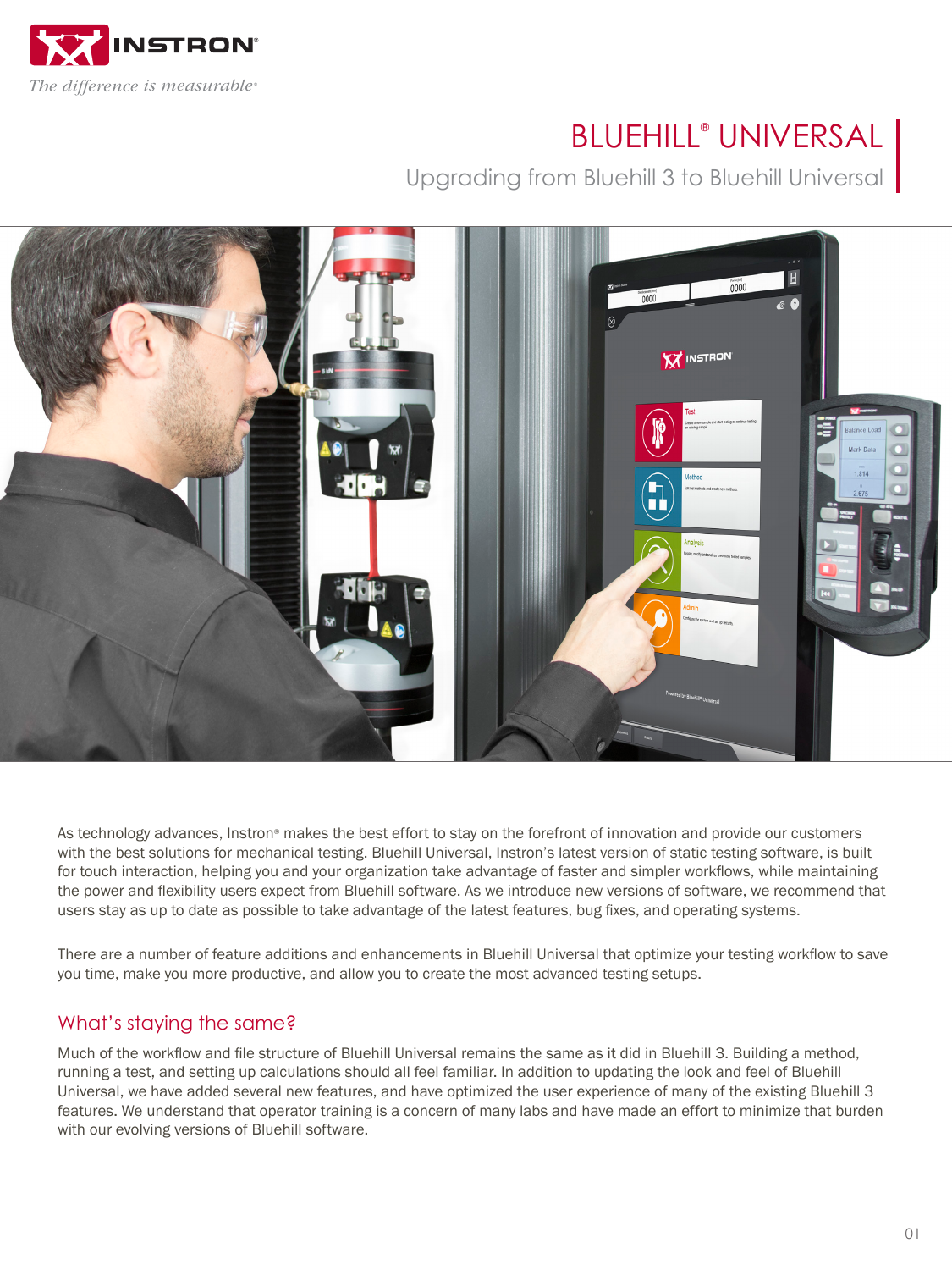INSTRON

*The difference is measurable®*

# BLUEHILL® UNIVERSAL

## Upgrading from Bluehill 3 to Bluehill Universal

As technology advances, Instron® makes the best effort to stay on the forefront of innovation and provide our customers with the best solutions for mechanical testing. Bluehill Universal, Instron's latest version of static testing software, is built for touch interaction, helping you and your organization take advantage of faster and simpler workflows, while maintaining the power and flexibility users expect from Bluehill software. As we introduce new versions of software, we recommend that users stay as up to date as possible to take advantage of the latest features, bug fixes, and operating systems.

There are a number of feature additions and enhancements in Bluehill Universal that optimize your testing workflow to save you time, make you more productive, and allow you to create the most advanced testing setups.

### What's staying the same?

Much of the workflow and file structure of Bluehill Universal remains the same as it did in Bluehill 3. Building a method, running a test, and setting up calculations should all feel familiar. In addition to updating the look and feel of Bluehill Universal, we have added several new features, and have optimized the user experience of many of the existing Bluehill 3 features. We understand that operator training is a concern of many labs and have made an effort to minimize that burden with our evolving versions of Bluehill software.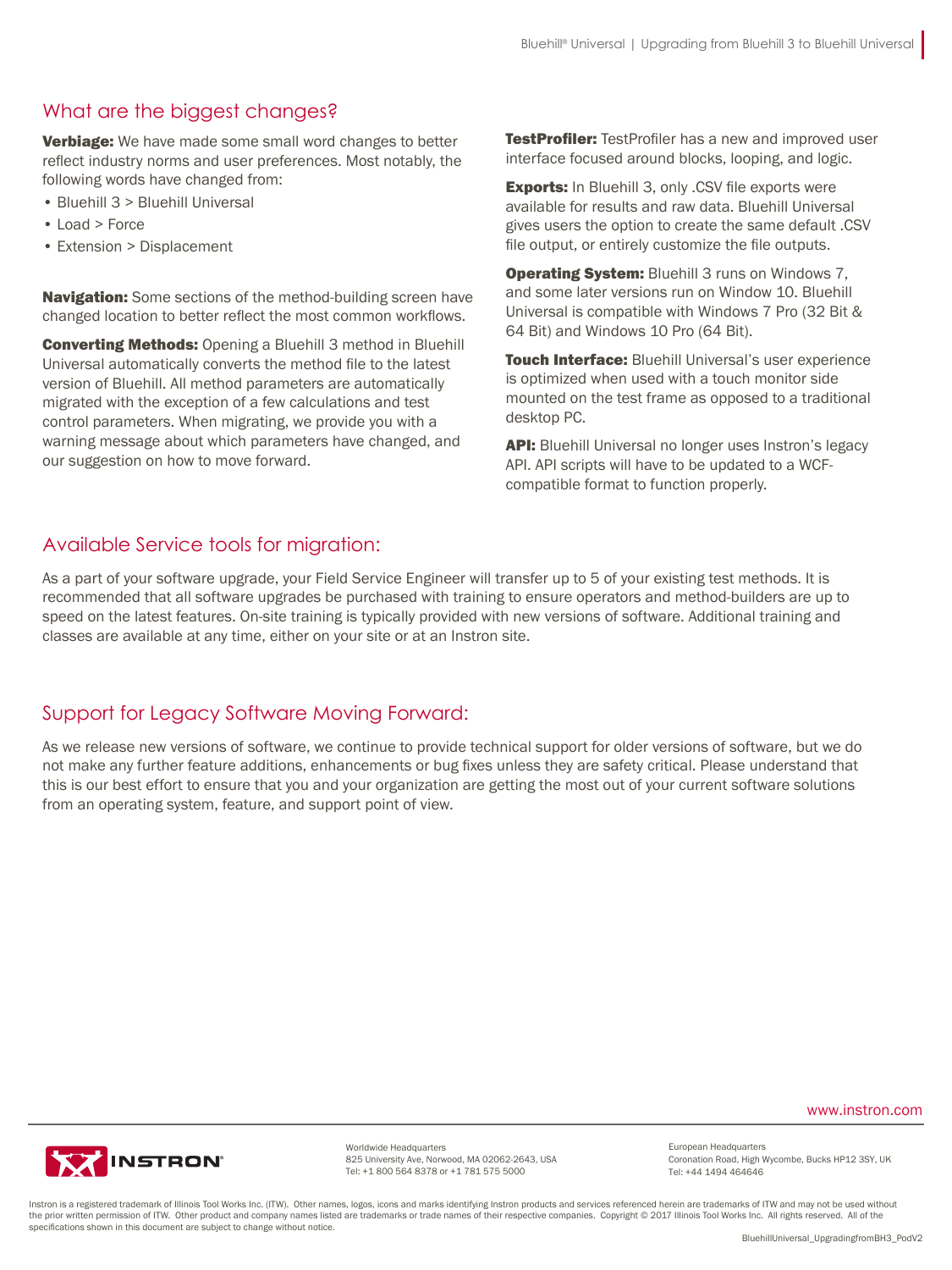## What are the biggest changes?

**Verbiage:** We have made some small word changes to better reflect industry norms and user preferences. Most notably, the following words have changed from:

- Bluehill 3 > Bluehill Universal
- Load > Force
- Extension > Displacement

**Navigation:** Some sections of the method-building screen have changed location to better reflect the most common workflows.

**Converting Methods:** Opening a Bluehill 3 method in Bluehill Universal automatically converts the method file to the latest version of Bluehill. All method parameters are automatically migrated with the exception of a few calculations and test control parameters. When migrating, we provide you with a warning message about which parameters have changed, and our suggestion on how to move forward.

**TestProfiler:** TestProfiler has a new and improved user interface focused around blocks, looping, and logic.

**Exports:** In Bluehill 3, only .CSV file exports were available for results and raw data. Bluehill Universal gives users the option to create the same default .CSV file output, or entirely customize the file outputs.

**Operating System:** Bluehill 3 runs on Windows 7, and some later versions run on Window 10. Bluehill Universal is compatible with Windows 7 Pro (32 Bit & 64 Bit) and Windows 10 Pro (64 Bit).

**Touch Interface:** Bluehill Universal's user experience is optimized when used with a touch monitor side mounted on the test frame as opposed to a traditional desktop PC.

**API:** Bluehill Universal no longer uses Instron's legacy API. API scripts will have to be updated to a WCF-compatible format to function properly.

## Available Service tools for migration:

As a part of your software upgrade, your Field Service Engineer will transfer up to 5 of your existing test methods. It is recommended that all software upgrades be purchased with training to ensure operators and method-builders are up to speed on the latest features. On-site training is typically provided with new versions of software. Additional training and classes are available at any time, either on your site or at an Instron site.

## Support for Legacy Software Moving Forward:

As we release new versions of software, we continue to provide technical support for older versions of software, but we do not make any further feature additions, enhancements or bug fixes unless they are safety critical. Please understand that this is our best effort to ensure that you and your organization are getting the most out of your current software solutions from an operating system, feature, and support point of view.

www.instron.com

Worldwide Headquarters
825 University Ave, Norwood, MA 02062-2643, USA
Tel: +1 800 564 8378 or +1 781 575 5000

European Headquarters
Coronation Road, High Wycombe, Bucks HP12 3SY, UK
Tel: +44 1494 464646

Instron is a registered trademark of Illinois Tool Works Inc. (ITW). Other names, logos, icons and marks identifying Instron products and services referenced herein are trademarks of ITW and may not be used without the prior written permission of ITW. Other product and company names listed are trademarks or trade names of their respective companies. Copyright © 2017 Illinois Tool Works Inc. All rights reserved. All of the specifications shown in this document are subject to change without notice.

BluehillUniversal_UpgradingfromBH3_PodV2